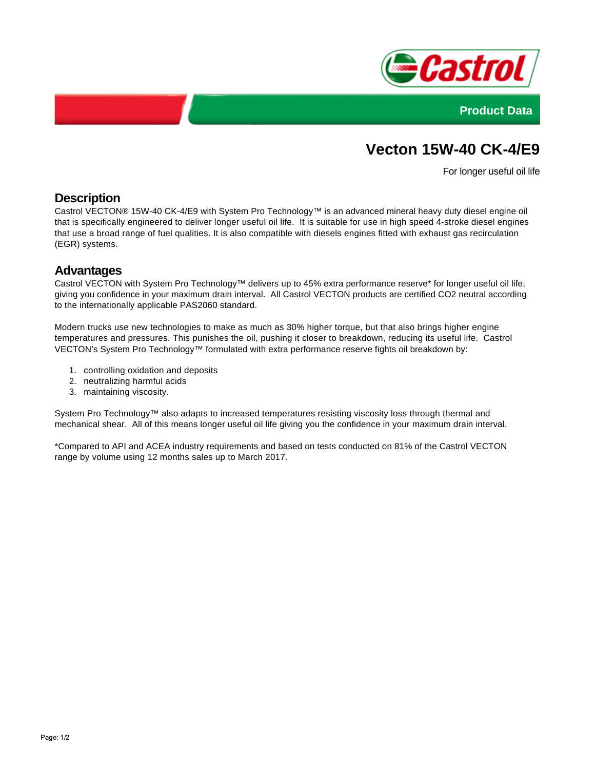Product Data

# Vecton 15W-40 CK-4/E9

For longer useful oil life

## Description

Castrol VECTON® 15W-40 CK-4/E9 with System Pro Technology™ is an advanced mineral heavy duty diesel engine oil that is specifically engineered to deliver longer useful oil life. It is suitable for use in high speed 4-stroke diesel engines that use a broad range of fuel qualities. It is also compatible with diesels engines fitted with exhaust gas recirculation (EGR) systems.

## Advantages

Castrol VECTON with System Pro Technology™ delivers up to 45% extra performance reserve* for longer useful oil life, giving you confidence in your maximum drain interval. All Castrol VECTON products are certified CO2 neutral according to the internationally applicable PAS2060 standard.

Modern trucks use new technologies to make as much as 30% higher torque, but that also brings higher engine temperatures and pressures. This punishes the oil, pushing it closer to breakdown, reducing its useful life. Castrol VECTON's System Pro Technology™ formulated with extra performance reserve fights oil breakdown by:

1. controlling oxidation and deposits
2. neutralizing harmful acids
3. maintaining viscosity.

System Pro Technology™ also adapts to increased temperatures resisting viscosity loss through thermal and mechanical shear. All of this means longer useful oil life giving you the confidence in your maximum drain interval.

*Compared to API and ACEA industry requirements and based on tests conducted on 81% of the Castrol VECTON range by volume using 12 months sales up to March 2017.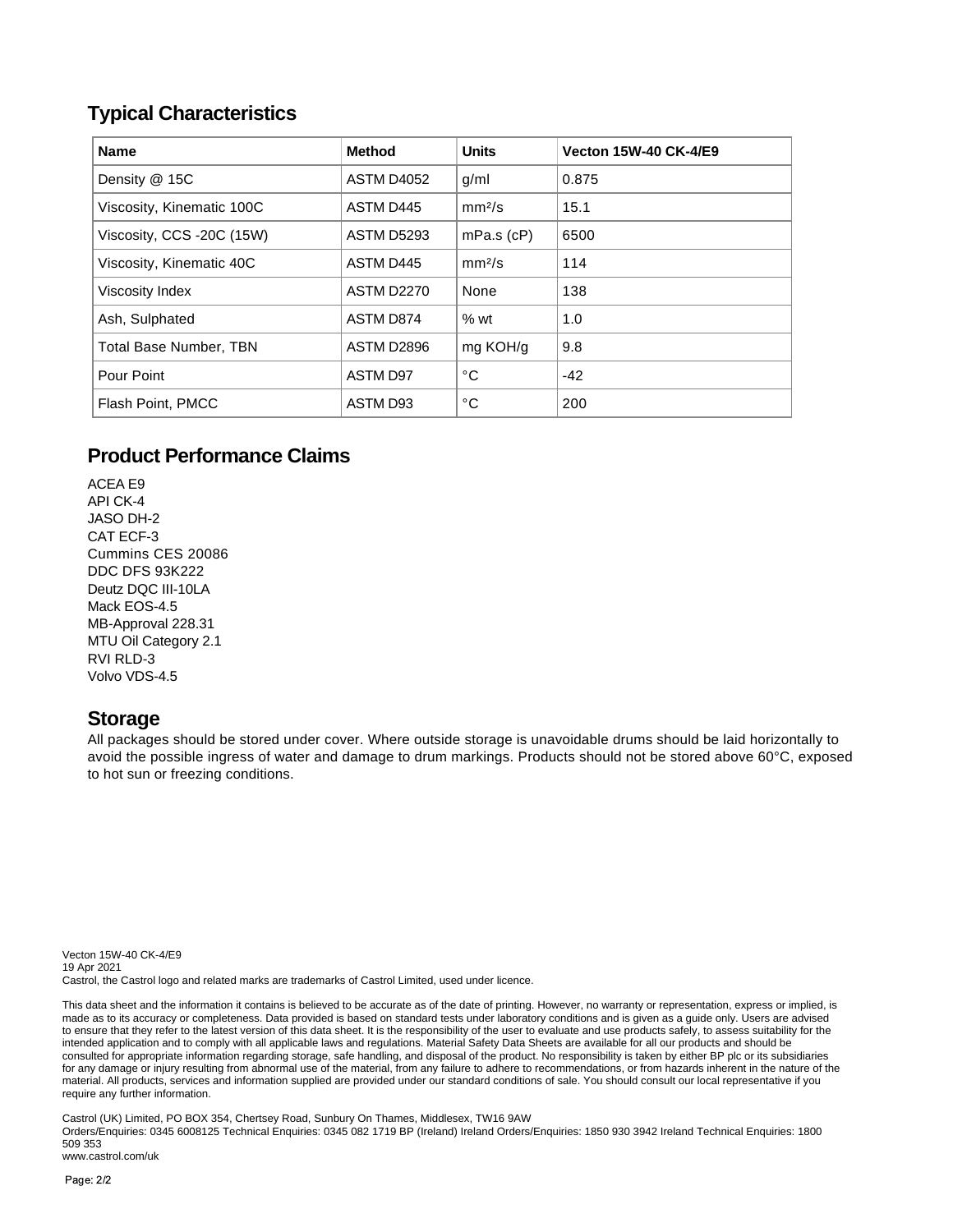## Typical Characteristics

| Name | Method | Units | Vecton 15W-40 CK-4/E9 |
|---|---|---|---|
| Density @ 15C | ASTM D4052 | g/ml | 0.875 |
| Viscosity, Kinematic 100C | ASTM D445 | $mm^2/s$ | 15.1 |
| Viscosity, CCS -20C (15W) | ASTM D5293 | mPa.s (cP) | 6500 |
| Viscosity, Kinematic 40C | ASTM D445 | $mm^2/s$ | 114 |
| Viscosity Index | ASTM D2270 | None | 138 |
| Ash, Sulphated | ASTM D874 | % wt | 1.0 |
| Total Base Number, TBN | ASTM D2896 | mg KOH/g | 9.8 |
| Pour Point | ASTM D97 | °C | -42 |
| Flash Point, PMCC | ASTM D93 | °C | 200 |

## Product Performance Claims

ACEA E9
API CK-4
JASO DH-2
CAT ECF-3
Cummins CES 20086
DDC DFS 93K222
Deutz DQC III-10LA
Mack EOS-4.5
MB-Approval 228.31
MTU Oil Category 2.1
RVI RLD-3
Volvo VDS-4.5

## Storage

All packages should be stored under cover. Where outside storage is unavoidable drums should be laid horizontally to avoid the possible ingress of water and damage to drum markings. Products should not be stored above 60°C, exposed to hot sun or freezing conditions.

Vecton 15W-40 CK-4/E9
19 Apr 2021
Castrol, the Castrol logo and related marks are trademarks of Castrol Limited, used under licence.

This data sheet and the information it contains is believed to be accurate as of the date of printing. However, no warranty or representation, express or implied, is made as to its accuracy or completeness. Data provided is based on standard tests under laboratory conditions and is given as a guide only. Users are advised to ensure that they refer to the latest version of this data sheet. It is the responsibility of the user to evaluate and use products safely, to assess suitability for the intended application and to comply with all applicable laws and regulations. Material Safety Data Sheets are available for all our products and should be consulted for appropriate information regarding storage, safe handling, and disposal of the product. No responsibility is taken by either BP plc or its subsidiaries for any damage or injury resulting from abnormal use of the material, from any failure to adhere to recommendations, or from hazards inherent in the nature of the material. All products, services and information supplied are provided under our standard conditions of sale. You should consult our local representative if you require any further information.

Castrol (UK) Limited, PO BOX 354, Chertsey Road, Sunbury On Thames, Middlesex, TW16 9AW
Orders/Enquiries: 0345 6008125 Technical Enquiries: 0345 082 1719 BP (Ireland) Ireland Orders/Enquiries: 1850 930 3942 Ireland Technical Enquiries: 1800 509 353
www.castrol.com/uk